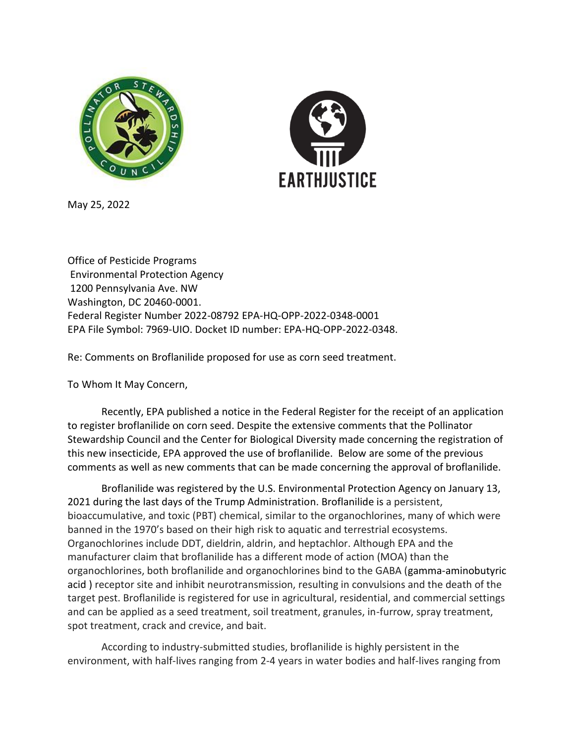May 25, 2022

Office of Pesticide Programs
Environmental Protection Agency
1200 Pennsylvania Ave. NW
Washington, DC 20460-0001.
Federal Register Number 2022-08792 EPA-HQ-OPP-2022-0348-0001
EPA File Symbol: 7969-UIO. Docket ID number: EPA-HQ-OPP-2022-0348.

Re: Comments on Broflanilide proposed for use as corn seed treatment.

To Whom It May Concern,

Recently, EPA published a notice in the Federal Register for the receipt of an application to register broflanilide on corn seed. Despite the extensive comments that the Pollinator Stewardship Council and the Center for Biological Diversity made concerning the registration of this new insecticide, EPA approved the use of broflanilide. Below are some of the previous comments as well as new comments that can be made concerning the approval of broflanilide.

Broflanilide was registered by the U.S. Environmental Protection Agency on January 13, 2021 during the last days of the Trump Administration. Broflanilide is a persistent, bioaccumulative, and toxic (PBT) chemical, similar to the organochlorines, many of which were banned in the 1970's based on their high risk to aquatic and terrestrial ecosystems. Organochlorines include DDT, dieldrin, aldrin, and heptachlor. Although EPA and the manufacturer claim that broflanilide has a different mode of action (MOA) than the organochlorines, both broflanilide and organochlorines bind to the GABA (gamma-aminobutyric acid ) receptor site and inhibit neurotransmission, resulting in convulsions and the death of the target pest. Broflanilide is registered for use in agricultural, residential, and commercial settings and can be applied as a seed treatment, soil treatment, granules, in-furrow, spray treatment, spot treatment, crack and crevice, and bait.

According to industry-submitted studies, broflanilide is highly persistent in the environment, with half-lives ranging from 2-4 years in water bodies and half-lives ranging from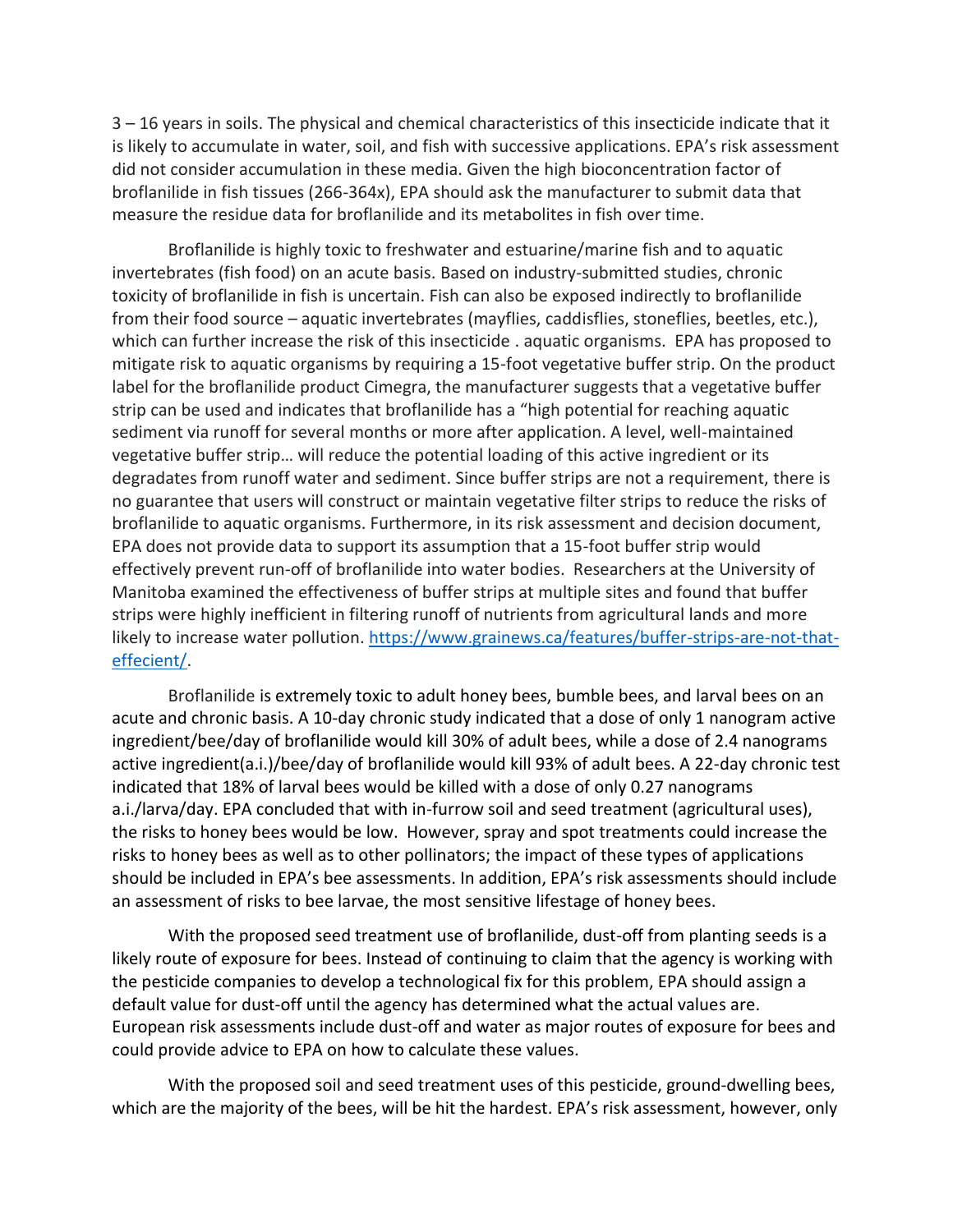3 – 16 years in soils. The physical and chemical characteristics of this insecticide indicate that it is likely to accumulate in water, soil, and fish with successive applications. EPA's risk assessment did not consider accumulation in these media. Given the high bioconcentration factor of broflanilide in fish tissues (266-364x), EPA should ask the manufacturer to submit data that measure the residue data for broflanilide and its metabolites in fish over time.

Broflanilide is highly toxic to freshwater and estuarine/marine fish and to aquatic invertebrates (fish food) on an acute basis. Based on industry-submitted studies, chronic toxicity of broflanilide in fish is uncertain. Fish can also be exposed indirectly to broflanilide from their food source – aquatic invertebrates (mayflies, caddisflies, stoneflies, beetles, etc.), which can further increase the risk of this insecticide . aquatic organisms. EPA has proposed to mitigate risk to aquatic organisms by requiring a 15-foot vegetative buffer strip. On the product label for the broflanilide product Cimegra, the manufacturer suggests that a vegetative buffer strip can be used and indicates that broflanilide has a "high potential for reaching aquatic sediment via runoff for several months or more after application. A level, well-maintained vegetative buffer strip… will reduce the potential loading of this active ingredient or its degradates from runoff water and sediment. Since buffer strips are not a requirement, there is no guarantee that users will construct or maintain vegetative filter strips to reduce the risks of broflanilide to aquatic organisms. Furthermore, in its risk assessment and decision document, EPA does not provide data to support its assumption that a 15-foot buffer strip would effectively prevent run-off of broflanilide into water bodies. Researchers at the University of Manitoba examined the effectiveness of buffer strips at multiple sites and found that buffer strips were highly inefficient in filtering runoff of nutrients from agricultural lands and more likely to increase water pollution. https://www.grainews.ca/features/buffer-strips-are-not-that-effecient/.

Broflanilide is extremely toxic to adult honey bees, bumble bees, and larval bees on an acute and chronic basis. A 10-day chronic study indicated that a dose of only 1 nanogram active ingredient/bee/day of broflanilide would kill 30% of adult bees, while a dose of 2.4 nanograms active ingredient(a.i.)/bee/day of broflanilide would kill 93% of adult bees. A 22-day chronic test indicated that 18% of larval bees would be killed with a dose of only 0.27 nanograms a.i./larva/day. EPA concluded that with in-furrow soil and seed treatment (agricultural uses), the risks to honey bees would be low. However, spray and spot treatments could increase the risks to honey bees as well as to other pollinators; the impact of these types of applications should be included in EPA's bee assessments. In addition, EPA's risk assessments should include an assessment of risks to bee larvae, the most sensitive lifestage of honey bees.

With the proposed seed treatment use of broflanilide, dust-off from planting seeds is a likely route of exposure for bees. Instead of continuing to claim that the agency is working with the pesticide companies to develop a technological fix for this problem, EPA should assign a default value for dust-off until the agency has determined what the actual values are. European risk assessments include dust-off and water as major routes of exposure for bees and could provide advice to EPA on how to calculate these values.

With the proposed soil and seed treatment uses of this pesticide, ground-dwelling bees, which are the majority of the bees, will be hit the hardest. EPA's risk assessment, however, only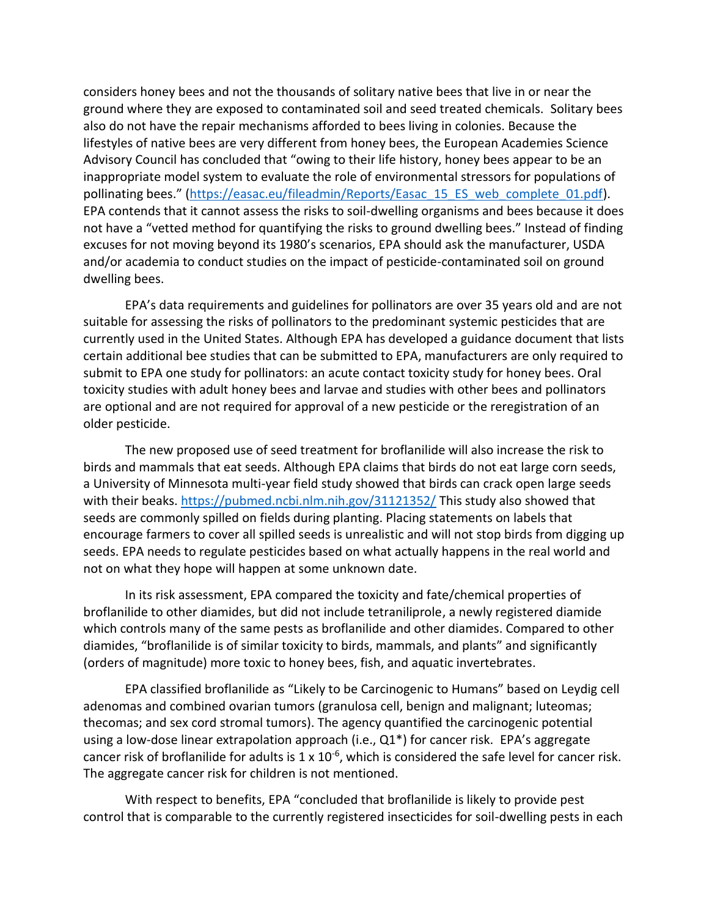considers honey bees and not the thousands of solitary native bees that live in or near the ground where they are exposed to contaminated soil and seed treated chemicals. Solitary bees also do not have the repair mechanisms afforded to bees living in colonies. Because the lifestyles of native bees are very different from honey bees, the European Academies Science Advisory Council has concluded that "owing to their life history, honey bees appear to be an inappropriate model system to evaluate the role of environmental stressors for populations of pollinating bees." (https://easac.eu/fileadmin/Reports/Easac_15_ES_web_complete_01.pdf). EPA contends that it cannot assess the risks to soil-dwelling organisms and bees because it does not have a "vetted method for quantifying the risks to ground dwelling bees." Instead of finding excuses for not moving beyond its 1980's scenarios, EPA should ask the manufacturer, USDA and/or academia to conduct studies on the impact of pesticide-contaminated soil on ground dwelling bees.

EPA's data requirements and guidelines for pollinators are over 35 years old and are not suitable for assessing the risks of pollinators to the predominant systemic pesticides that are currently used in the United States. Although EPA has developed a guidance document that lists certain additional bee studies that can be submitted to EPA, manufacturers are only required to submit to EPA one study for pollinators: an acute contact toxicity study for honey bees. Oral toxicity studies with adult honey bees and larvae and studies with other bees and pollinators are optional and are not required for approval of a new pesticide or the reregistration of an older pesticide.

The new proposed use of seed treatment for broflanilide will also increase the risk to birds and mammals that eat seeds. Although EPA claims that birds do not eat large corn seeds, a University of Minnesota multi-year field study showed that birds can crack open large seeds with their beaks. https://pubmed.ncbi.nlm.nih.gov/31121352/ This study also showed that seeds are commonly spilled on fields during planting. Placing statements on labels that encourage farmers to cover all spilled seeds is unrealistic and will not stop birds from digging up seeds. EPA needs to regulate pesticides based on what actually happens in the real world and not on what they hope will happen at some unknown date.

In its risk assessment, EPA compared the toxicity and fate/chemical properties of broflanilide to other diamides, but did not include tetraniliprole, a newly registered diamide which controls many of the same pests as broflanilide and other diamides. Compared to other diamides, "broflanilide is of similar toxicity to birds, mammals, and plants" and significantly (orders of magnitude) more toxic to honey bees, fish, and aquatic invertebrates.

EPA classified broflanilide as "Likely to be Carcinogenic to Humans" based on Leydig cell adenomas and combined ovarian tumors (granulosa cell, benign and malignant; luteomas; thecomas; and sex cord stromal tumors). The agency quantified the carcinogenic potential using a low-dose linear extrapolation approach (i.e., Q1*) for cancer risk. EPA's aggregate cancer risk of broflanilide for adults is $1 \times 10^{-6}$, which is considered the safe level for cancer risk. The aggregate cancer risk for children is not mentioned.

With respect to benefits, EPA "concluded that broflanilide is likely to provide pest control that is comparable to the currently registered insecticides for soil-dwelling pests in each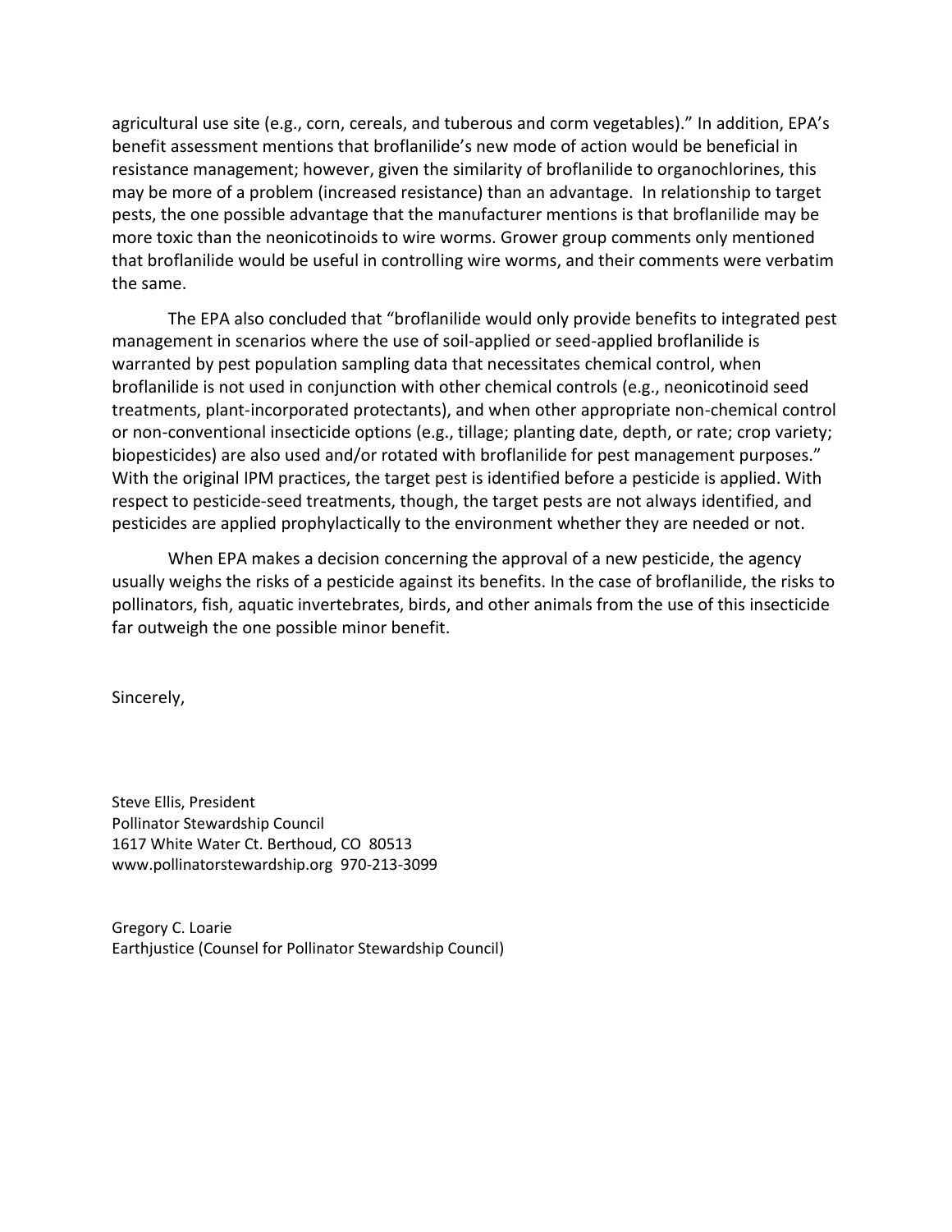agricultural use site (e.g., corn, cereals, and tuberous and corm vegetables)." In addition, EPA's benefit assessment mentions that broflanilide's new mode of action would be beneficial in resistance management; however, given the similarity of broflanilide to organochlorines, this may be more of a problem (increased resistance) than an advantage. In relationship to target pests, the one possible advantage that the manufacturer mentions is that broflanilide may be more toxic than the neonicotinoids to wire worms. Grower group comments only mentioned that broflanilide would be useful in controlling wire worms, and their comments were verbatim the same.

The EPA also concluded that "broflanilide would only provide benefits to integrated pest management in scenarios where the use of soil-applied or seed-applied broflanilide is warranted by pest population sampling data that necessitates chemical control, when broflanilide is not used in conjunction with other chemical controls (e.g., neonicotinoid seed treatments, plant-incorporated protectants), and when other appropriate non-chemical control or non-conventional insecticide options (e.g., tillage; planting date, depth, or rate; crop variety; biopesticides) are also used and/or rotated with broflanilide for pest management purposes." With the original IPM practices, the target pest is identified before a pesticide is applied. With respect to pesticide-seed treatments, though, the target pests are not always identified, and pesticides are applied prophylactically to the environment whether they are needed or not.

When EPA makes a decision concerning the approval of a new pesticide, the agency usually weighs the risks of a pesticide against its benefits. In the case of broflanilide, the risks to pollinators, fish, aquatic invertebrates, birds, and other animals from the use of this insecticide far outweigh the one possible minor benefit.

Sincerely,

Steve Ellis, President
Pollinator Stewardship Council
1617 White Water Ct. Berthoud, CO 80513
www.pollinatorstewardship.org 970-213-3099

Gregory C. Loarie
Earthjustice (Counsel for Pollinator Stewardship Council)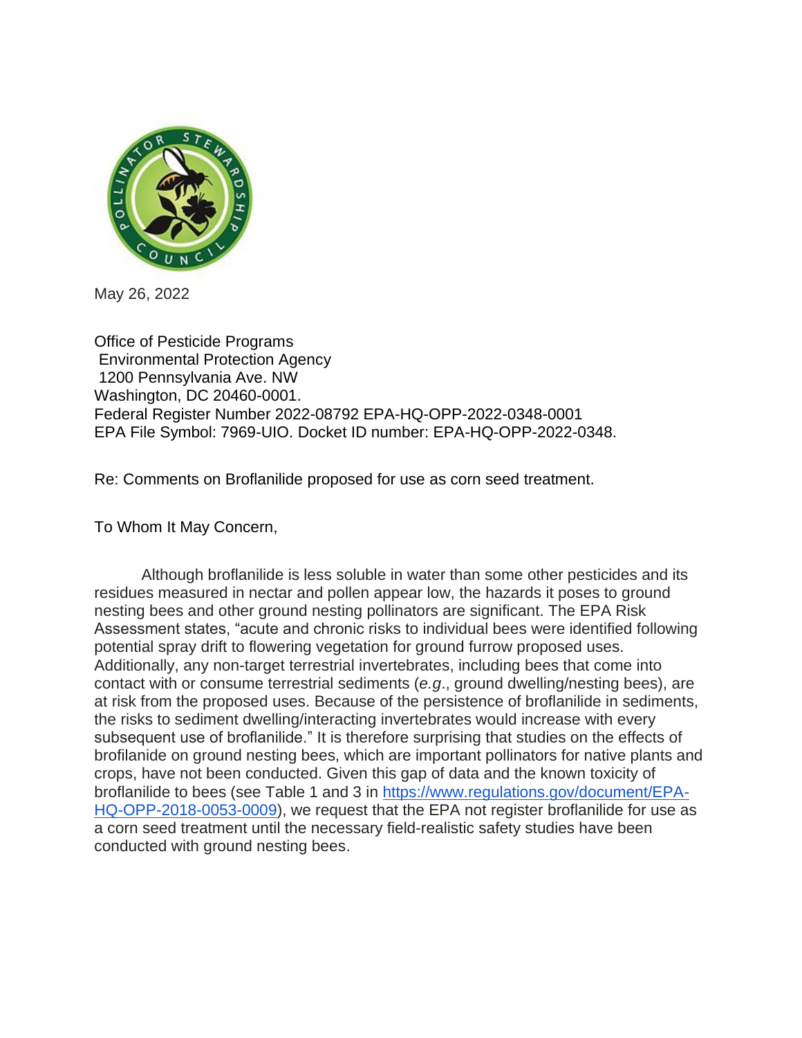May 26, 2022

Office of Pesticide Programs
Environmental Protection Agency
1200 Pennsylvania Ave. NW
Washington, DC 20460-0001.
Federal Register Number 2022-08792 EPA-HQ-OPP-2022-0348-0001
EPA File Symbol: 7969-UIO. Docket ID number: EPA-HQ-OPP-2022-0348.

Re: Comments on Broflanilide proposed for use as corn seed treatment.

To Whom It May Concern,

Although broflanilide is less soluble in water than some other pesticides and its residues measured in nectar and pollen appear low, the hazards it poses to ground nesting bees and other ground nesting pollinators are significant. The EPA Risk Assessment states, "acute and chronic risks to individual bees were identified following potential spray drift to flowering vegetation for ground furrow proposed uses. Additionally, any non-target terrestrial invertebrates, including bees that come into contact with or consume terrestrial sediments (*e.g*., ground dwelling/nesting bees), are at risk from the proposed uses. Because of the persistence of broflanilide in sediments, the risks to sediment dwelling/interacting invertebrates would increase with every subsequent use of broflanilide." It is therefore surprising that studies on the effects of brofilanide on ground nesting bees, which are important pollinators for native plants and crops, have not been conducted. Given this gap of data and the known toxicity of broflanilide to bees (see Table 1 and 3 in [https://www.regulations.gov/document/EPA-HQ-OPP-2018-0053-0009](https://www.regulations.gov/document/EPA-HQ-OPP-2018-0053-0009)), we request that the EPA not register broflanilide for use as a corn seed treatment until the necessary field-realistic safety studies have been conducted with ground nesting bees.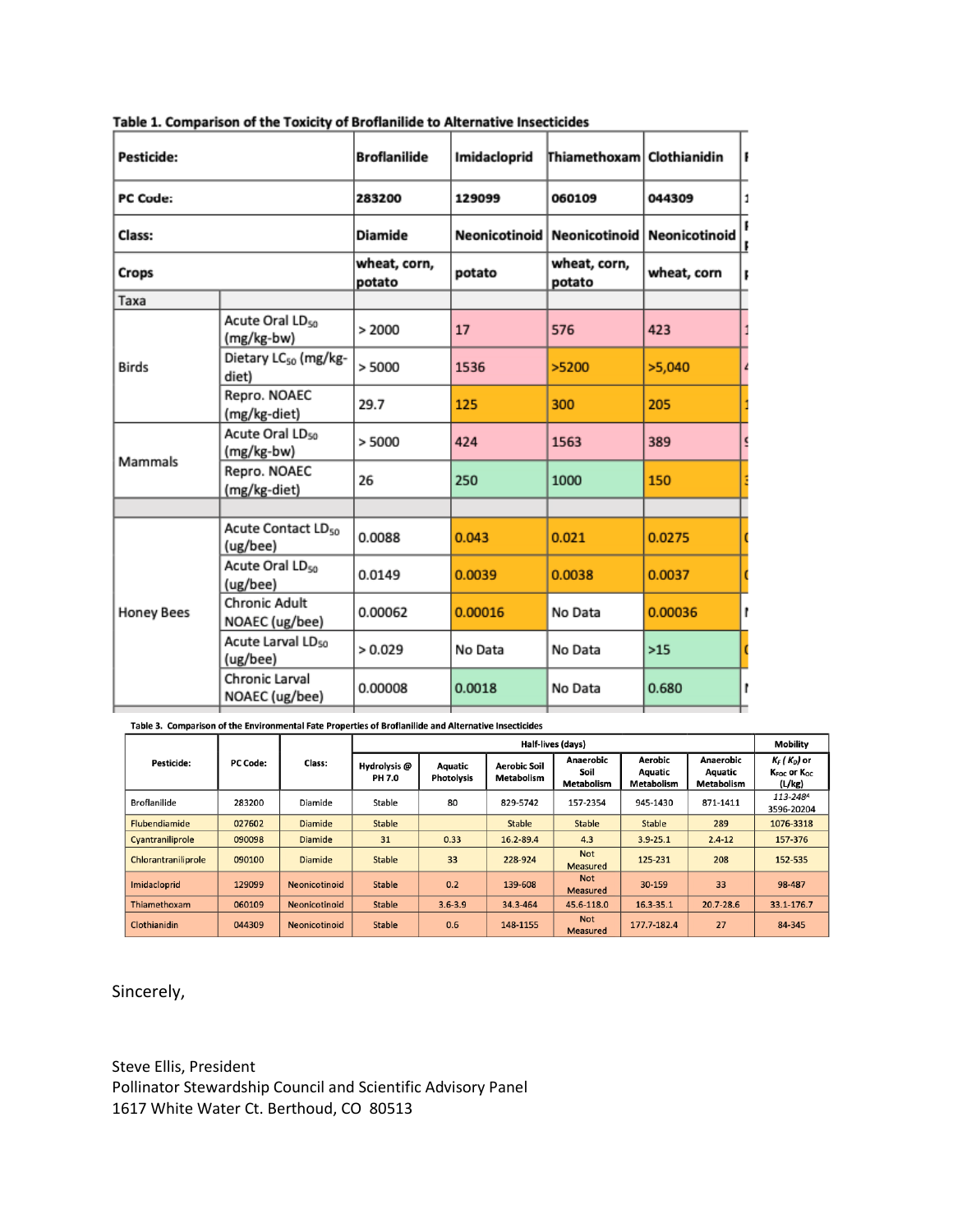**Table 1. Comparison of the Toxicity of Broflanilide to Alternative Insecticides**

| Pesticide: | | Broflanilide | Imidacloprid | Thiamethoxam | Clothianidin |
|---|---|---|---|---|---|
| PC Code: | | 283200 | 129099 | 060109 | 044309 |
| Class: | | Diamide | Neonicotinoid | Neonicotinoid | Neonicotinoid |
| Crops | | wheat, corn, potato | potato | wheat, corn, potato | wheat, corn |
| Taxa | | | | | |
| Birds | Acute Oral $LD_{50}$ (mg/kg-bw) | > 2000 | 17 | 576 | 423 |
| | Dietary $LC_{50}$ (mg/kg-diet) | > 5000 | 1536 | >5200 | >5,040 |
| | Repro. NOAEC (mg/kg-diet) | 29.7 | 125 | 300 | 205 |
| Mammals | Acute Oral $LD_{50}$ (mg/kg-bw) | > 5000 | 424 | 1563 | 389 |
| | Repro. NOAEC (mg/kg-diet) | 26 | 250 | 1000 | 150 |
| | | | | | |
| Honey Bees | Acute Contact $LD_{50}$ (ug/bee) | 0.0088 | 0.043 | 0.021 | 0.0275 |
| | Acute Oral $LD_{50}$ (ug/bee) | 0.0149 | 0.0039 | 0.0038 | 0.0037 |
| | Chronic Adult NOAEC (ug/bee) | 0.00062 | 0.00016 | No Data | 0.00036 |
| | Acute Larval $LD_{50}$ (ug/bee) | > 0.029 | No Data | No Data | >15 |
| | Chronic Larval NOAEC (ug/bee) | 0.00008 | 0.0018 | No Data | 0.680 |

**Table 3. Comparison of the Environmental Fate Properties of Broflanilide and Alternative Insecticides**

| Pesticide: | PC Code: | Class: | Half-lives (days) | | | | | | Mobility |
|---|---|---|---|---|---|---|---|---|---|
| | | | Hydrolysis @ PH 7.0 | Aquatic Photolysis | Aerobic Soil Metabolism | Anaerobic Soil Metabolism | Aerobic Aquatic Metabolism | Anaerobic Aquatic Metabolism | $K_F$ ($K_D$) or $K_{FOC}$ or $K_{OC}$ (L/kg) |
| Broflanilide | 283200 | Diamide | Stable | 80 | 829-5742 | 157-2354 | 945-1430 | 871-1411 | *113-248*[A] 3596-20204 |
| Flubendiamide | 027602 | Diamide | Stable | | Stable | Stable | Stable | 289 | 1076-3318 |
| Cyantraniliprole | 090098 | Diamide | 31 | 0.33 | 16.2-89.4 | 4.3 | 3.9-25.1 | 2.4-12 | 157-376 |
| Chlorantraniliprole | 090100 | Diamide | Stable | 33 | 228-924 | Not Measured | 125-231 | 208 | 152-535 |
| Imidacloprid | 129099 | Neonicotinoid | Stable | 0.2 | 139-608 | Not Measured | 30-159 | 33 | 98-487 |
| Thiamethoxam | 060109 | Neonicotinoid | Stable | 3.6-3.9 | 34.3-464 | 45.6-118.0 | 16.3-35.1 | 20.7-28.6 | 33.1-176.7 |
| Clothianidin | 044309 | Neonicotinoid | Stable | 0.6 | 148-1155 | Not Measured | 177.7-182.4 | 27 | 84-345 |

Sincerely,

Steve Ellis, President
Pollinator Stewardship Council and Scientific Advisory Panel
1617 White Water Ct. Berthoud, CO 80513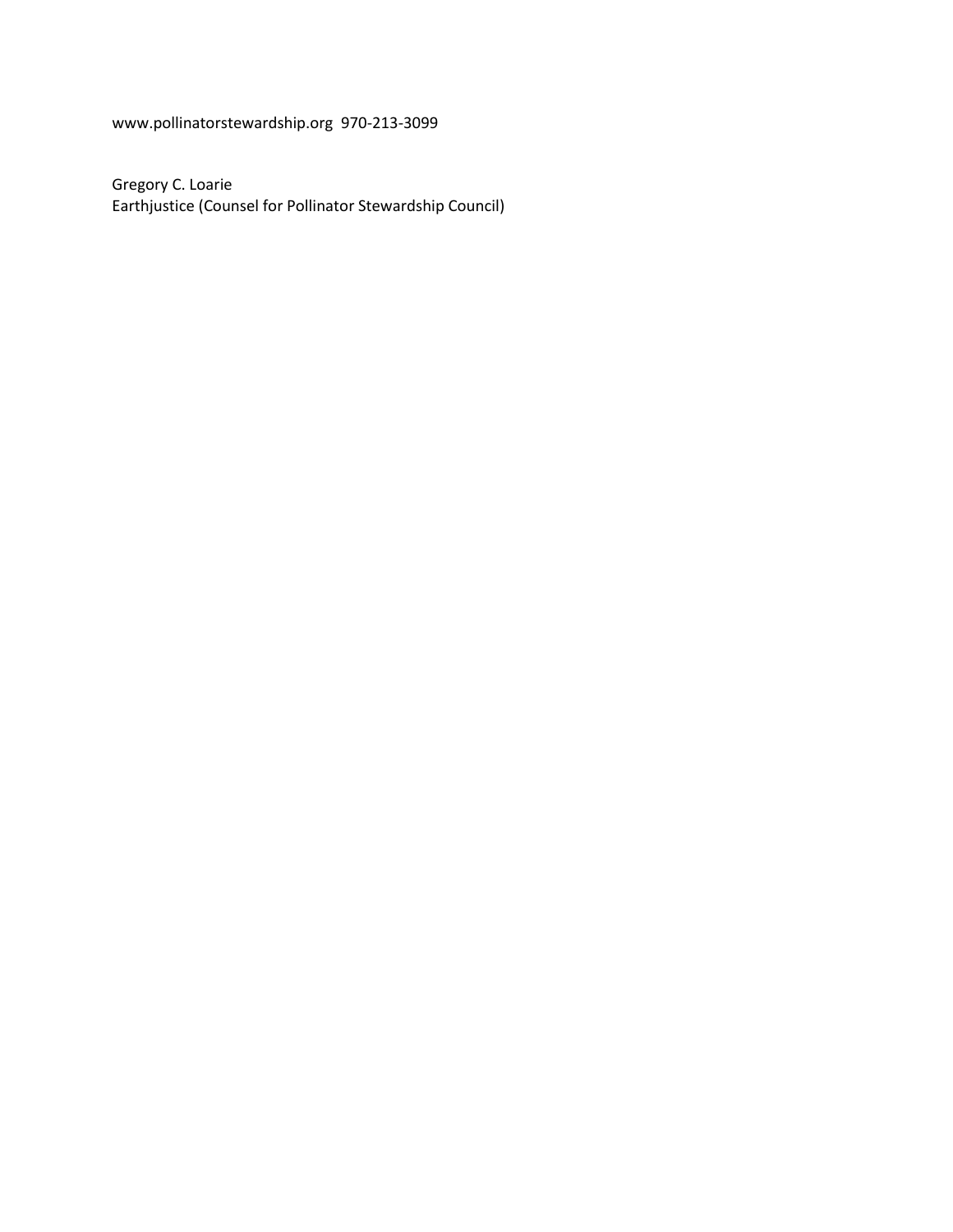www.pollinatorstewardship.org 970-213-3099

Gregory C. Loarie
Earthjustice (Counsel for Pollinator Stewardship Council)